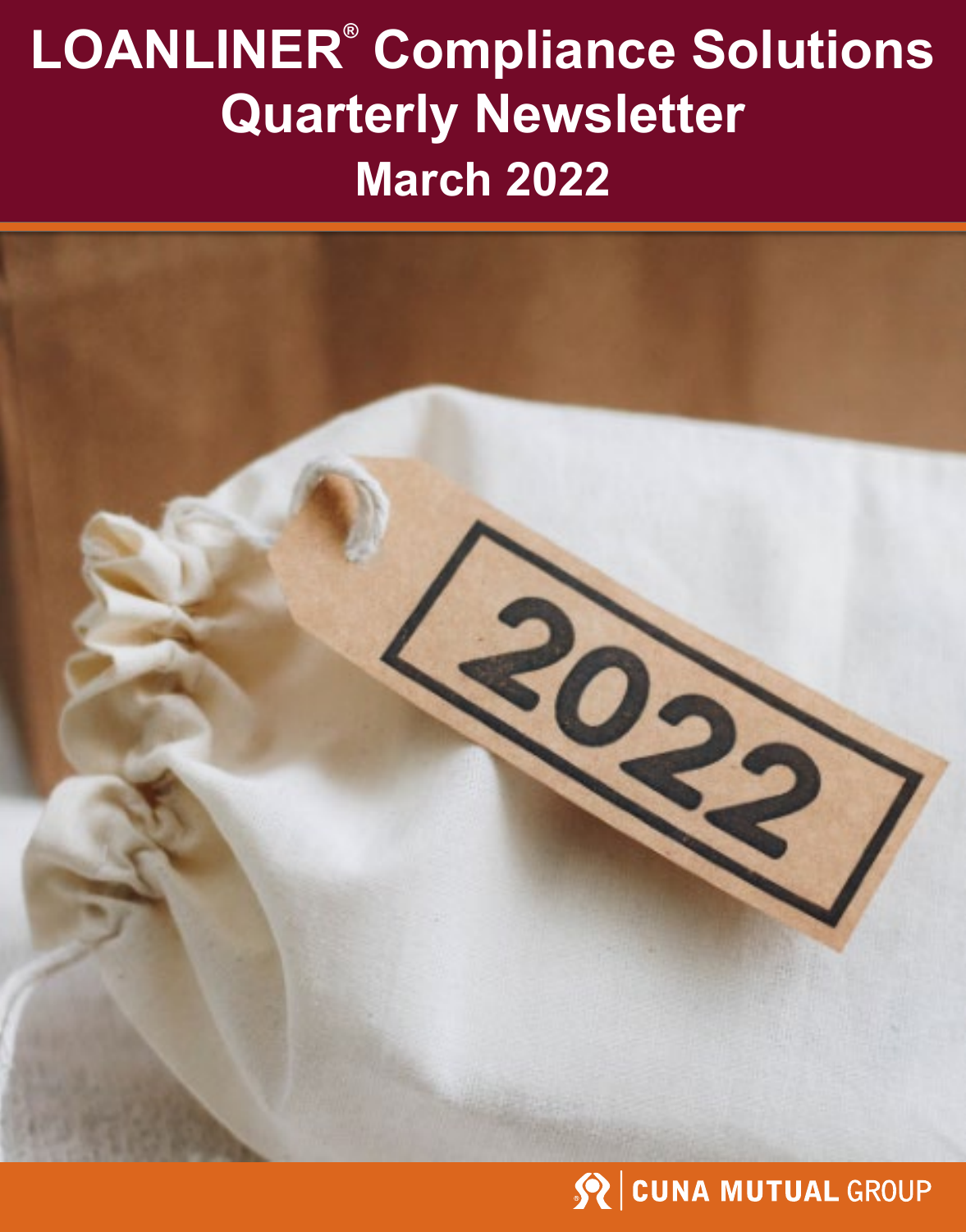# LOANLINER® Compliance Solutions Quarterly Newsletter

## March 2022

CUNA MUTUAL GROUP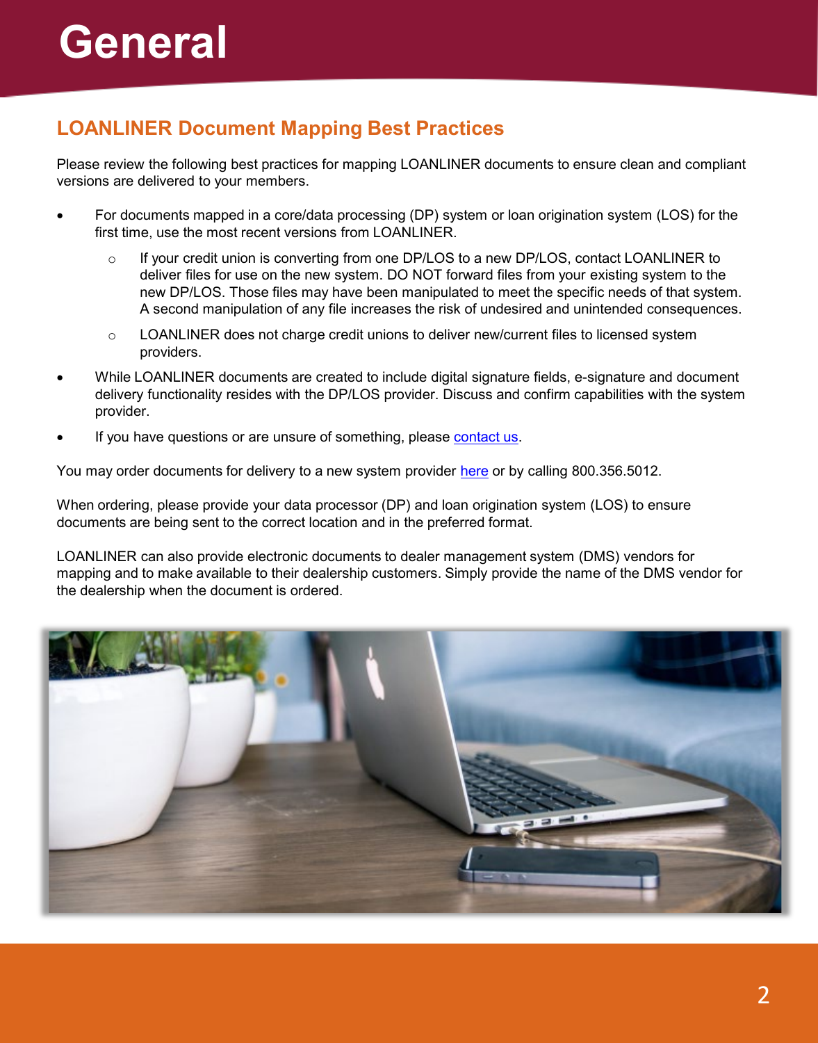# General

## LOANLINER Document Mapping Best Practices

Please review the following best practices for mapping LOANLINER documents to ensure clean and compliant versions are delivered to your members.

- For documents mapped in a core/data processing (DP) system or loan origination system (LOS) for the first time, use the most recent versions from LOANLINER.
  - If your credit union is converting from one DP/LOS to a new DP/LOS, contact LOANLINER to deliver files for use on the new system. DO NOT forward files from your existing system to the new DP/LOS. Those files may have been manipulated to meet the specific needs of that system. A second manipulation of any file increases the risk of undesired and unintended consequences.
  - LOANLINER does not charge credit unions to deliver new/current files to licensed system providers.
- While LOANLINER documents are created to include digital signature fields, e-signature and document delivery functionality resides with the DP/LOS provider. Discuss and confirm capabilities with the system provider.
- If you have questions or are unsure of something, please contact us.

You may order documents for delivery to a new system provider here or by calling 800.356.5012.

When ordering, please provide your data processor (DP) and loan origination system (LOS) to ensure documents are being sent to the correct location and in the preferred format.

LOANLINER can also provide electronic documents to dealer management system (DMS) vendors for mapping and to make available to their dealership customers. Simply provide the name of the DMS vendor for the dealership when the document is ordered.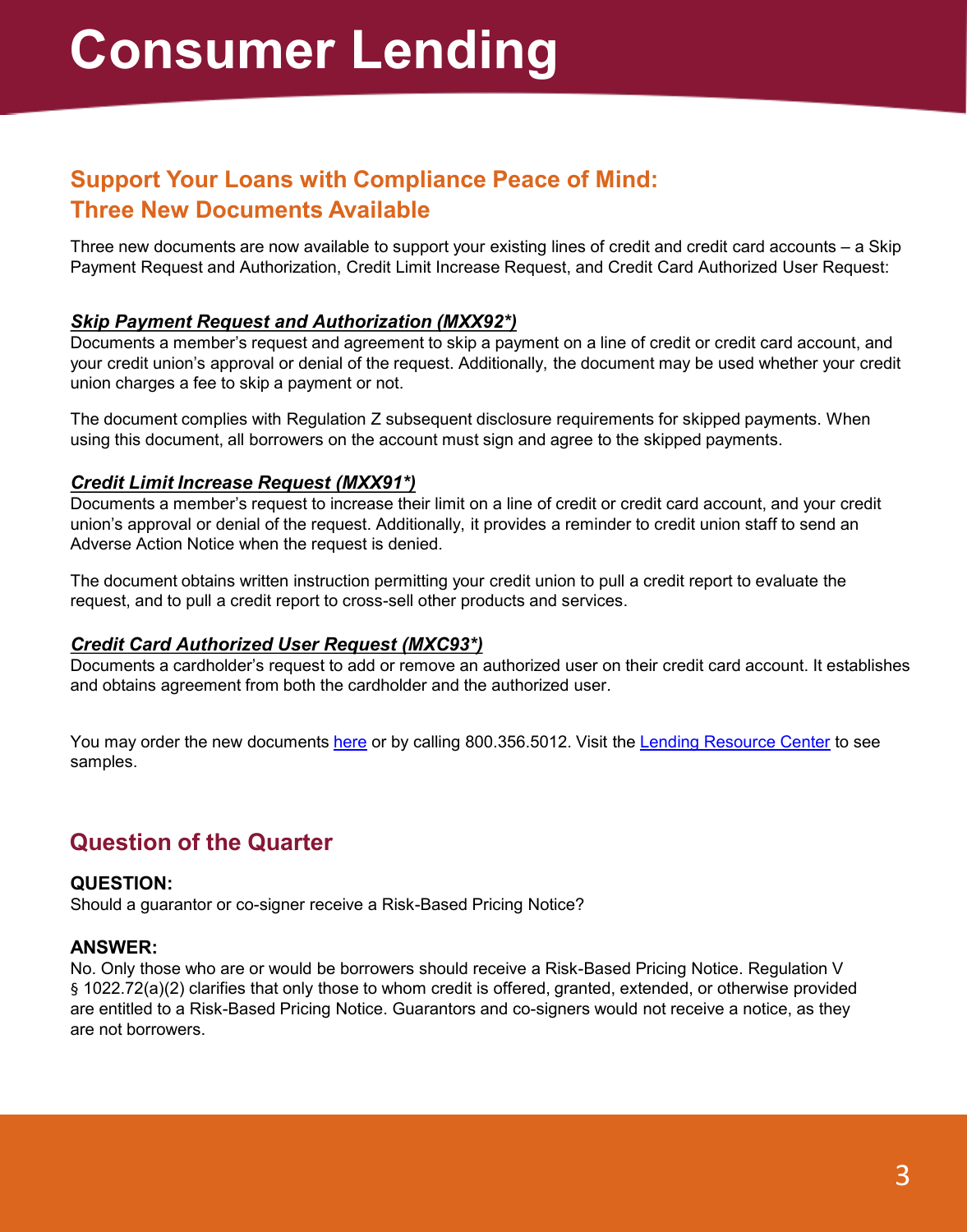# Consumer Lending

## Support Your Loans with Compliance Peace of Mind: Three New Documents Available

Three new documents are now available to support your existing lines of credit and credit card accounts – a Skip Payment Request and Authorization, Credit Limit Increase Request, and Credit Card Authorized User Request:

### ***Skip Payment Request and Authorization (MXX92*)***

Documents a member's request and agreement to skip a payment on a line of credit or credit card account, and your credit union's approval or denial of the request. Additionally, the document may be used whether your credit union charges a fee to skip a payment or not.

The document complies with Regulation Z subsequent disclosure requirements for skipped payments. When using this document, all borrowers on the account must sign and agree to the skipped payments.

### ***Credit Limit Increase Request (MXX91*)***

Documents a member's request to increase their limit on a line of credit or credit card account, and your credit union's approval or denial of the request. Additionally, it provides a reminder to credit union staff to send an Adverse Action Notice when the request is denied.

The document obtains written instruction permitting your credit union to pull a credit report to evaluate the request, and to pull a credit report to cross-sell other products and services.

### ***Credit Card Authorized User Request (MXC93*)***

Documents a cardholder's request to add or remove an authorized user on their credit card account. It establishes and obtains agreement from both the cardholder and the authorized user.

You may order the new documents here or by calling 800.356.5012. Visit the Lending Resource Center to see samples.

## Question of the Quarter

**QUESTION:**

Should a guarantor or co-signer receive a Risk-Based Pricing Notice?

**ANSWER:**

No. Only those who are or would be borrowers should receive a Risk-Based Pricing Notice. Regulation V § 1022.72(a)(2) clarifies that only those to whom credit is offered, granted, extended, or otherwise provided are entitled to a Risk-Based Pricing Notice. Guarantors and co-signers would not receive a notice, as they are not borrowers.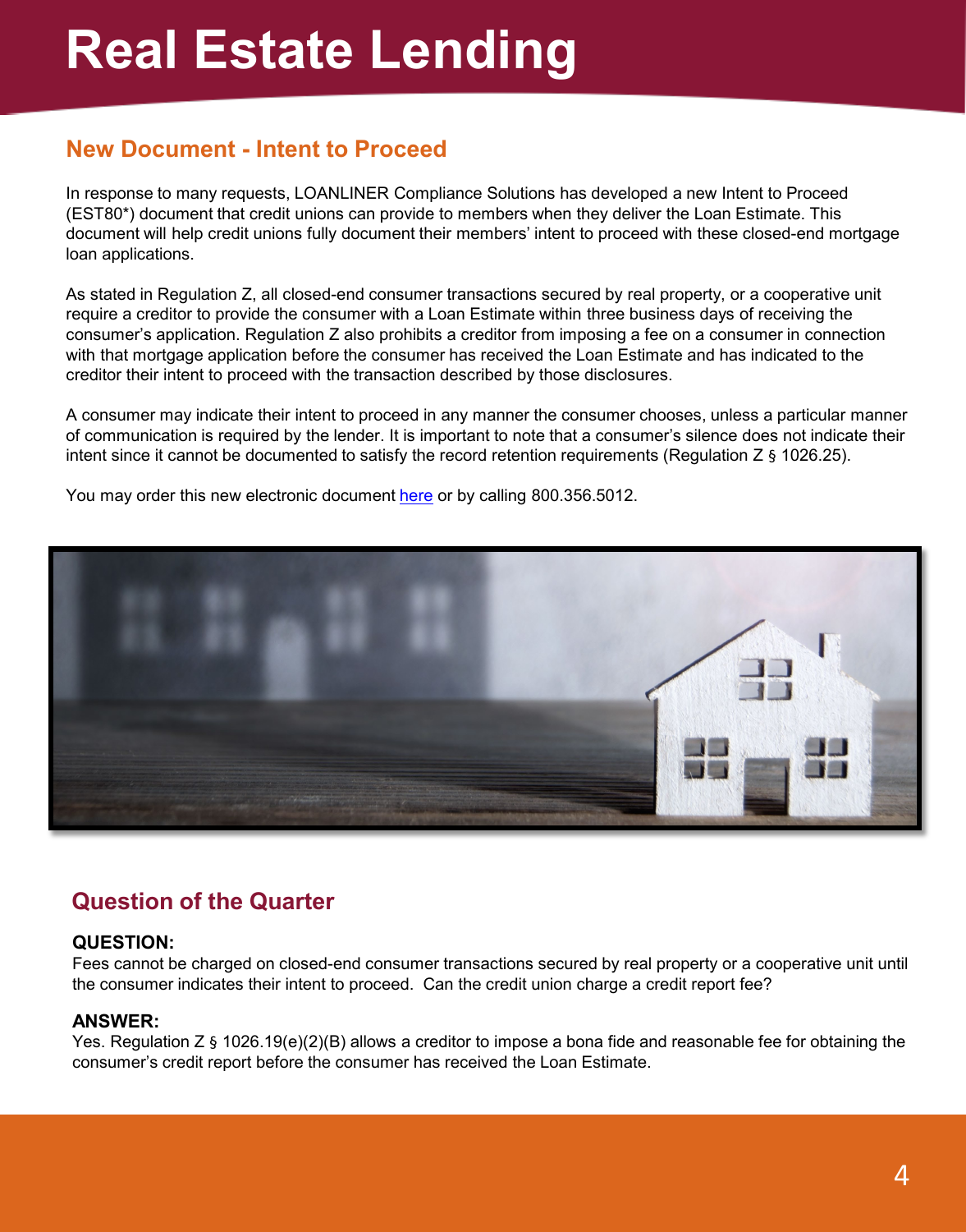# Real Estate Lending

## New Document - Intent to Proceed

In response to many requests, LOANLINER Compliance Solutions has developed a new Intent to Proceed (EST80*) document that credit unions can provide to members when they deliver the Loan Estimate. This document will help credit unions fully document their members' intent to proceed with these closed-end mortgage loan applications.

As stated in Regulation Z, all closed-end consumer transactions secured by real property, or a cooperative unit require a creditor to provide the consumer with a Loan Estimate within three business days of receiving the consumer's application. Regulation Z also prohibits a creditor from imposing a fee on a consumer in connection with that mortgage application before the consumer has received the Loan Estimate and has indicated to the creditor their intent to proceed with the transaction described by those disclosures.

A consumer may indicate their intent to proceed in any manner the consumer chooses, unless a particular manner of communication is required by the lender. It is important to note that a consumer's silence does not indicate their intent since it cannot be documented to satisfy the record retention requirements (Regulation Z § 1026.25).

You may order this new electronic document here or by calling 800.356.5012.

## Question of the Quarter

**QUESTION:**
Fees cannot be charged on closed-end consumer transactions secured by real property or a cooperative unit until the consumer indicates their intent to proceed. Can the credit union charge a credit report fee?

**ANSWER:**
Yes. Regulation Z § 1026.19(e)(2)(B) allows a creditor to impose a bona fide and reasonable fee for obtaining the consumer's credit report before the consumer has received the Loan Estimate.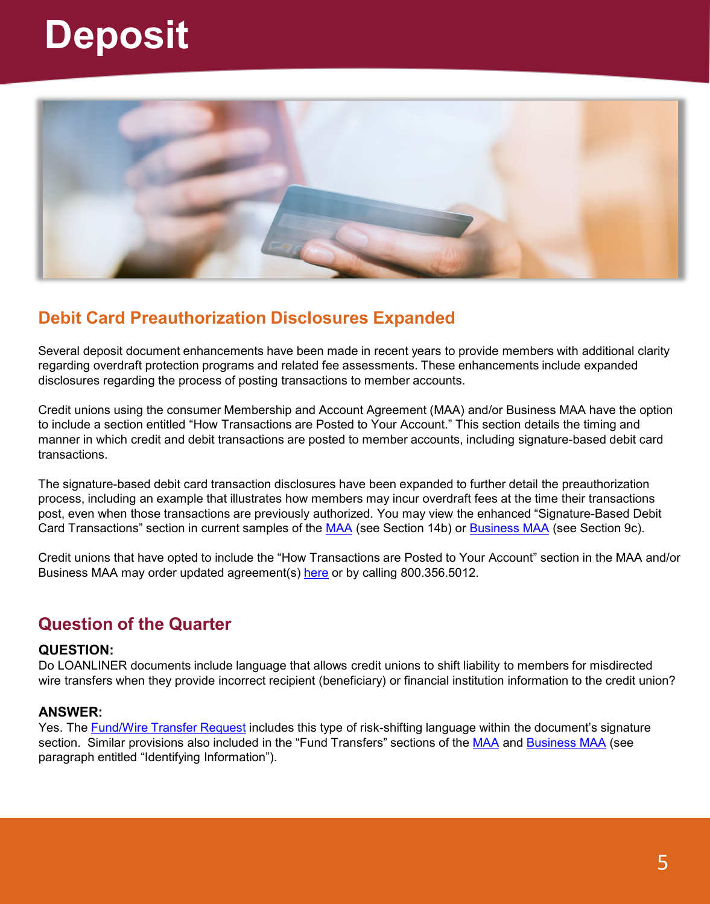# Deposit

## Debit Card Preauthorization Disclosures Expanded

Several deposit document enhancements have been made in recent years to provide members with additional clarity regarding overdraft protection programs and related fee assessments. These enhancements include expanded disclosures regarding the process of posting transactions to member accounts.

Credit unions using the consumer Membership and Account Agreement (MAA) and/or Business MAA have the option to include a section entitled "How Transactions are Posted to Your Account." This section details the timing and manner in which credit and debit transactions are posted to member accounts, including signature-based debit card transactions.

The signature-based debit card transaction disclosures have been expanded to further detail the preauthorization process, including an example that illustrates how members may incur overdraft fees at the time their transactions post, even when those transactions are previously authorized. You may view the enhanced "Signature-Based Debit Card Transactions" section in current samples of the MAA (see Section 14b) or Business MAA (see Section 9c).

Credit unions that have opted to include the "How Transactions are Posted to Your Account" section in the MAA and/or Business MAA may order updated agreement(s) here or by calling 800.356.5012.

## Question of the Quarter

**QUESTION:**
Do LOANLINER documents include language that allows credit unions to shift liability to members for misdirected wire transfers when they provide incorrect recipient (beneficiary) or financial institution information to the credit union?

**ANSWER:**
Yes. The Fund/Wire Transfer Request includes this type of risk-shifting language within the document's signature section. Similar provisions also included in the "Fund Transfers" sections of the MAA and Business MAA (see paragraph entitled "Identifying Information").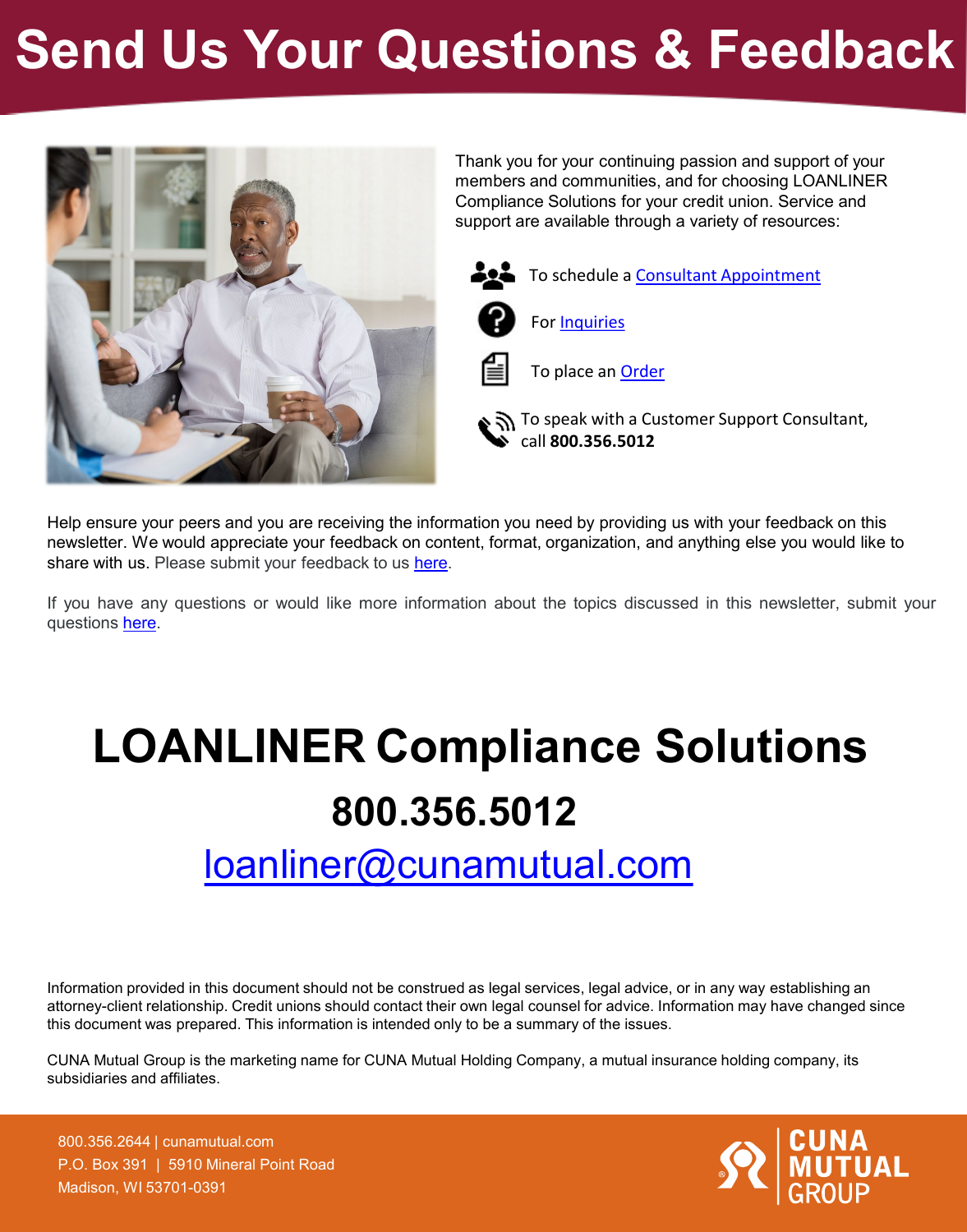# Send Us Your Questions & Feedback

Thank you for your continuing passion and support of your members and communities, and for choosing LOANLINER Compliance Solutions for your credit union. Service and support are available through a variety of resources:

- To schedule a Consultant Appointment
- For Inquiries
- To place an Order
- To speak with a Customer Support Consultant, call **800.356.5012**

Help ensure your peers and you are receiving the information you need by providing us with your feedback on this newsletter. We would appreciate your feedback on content, format, organization, and anything else you would like to share with us. Please submit your feedback to us here.

If you have any questions or would like more information about the topics discussed in this newsletter, submit your questions here.

# LOANLINER Compliance Solutions

## 800.356.5012

loanliner@cunamutual.com

Information provided in this document should not be construed as legal services, legal advice, or in any way establishing an attorney-client relationship. Credit unions should contact their own legal counsel for advice. Information may have changed since this document was prepared. This information is intended only to be a summary of the issues.

CUNA Mutual Group is the marketing name for CUNA Mutual Holding Company, a mutual insurance holding company, its subsidiaries and affiliates.

800.356.2644 | cunamutual.com
P.O. Box 391 | 5910 Mineral Point Road
Madison, WI 53701-0391

CUNA MUTUAL GROUP